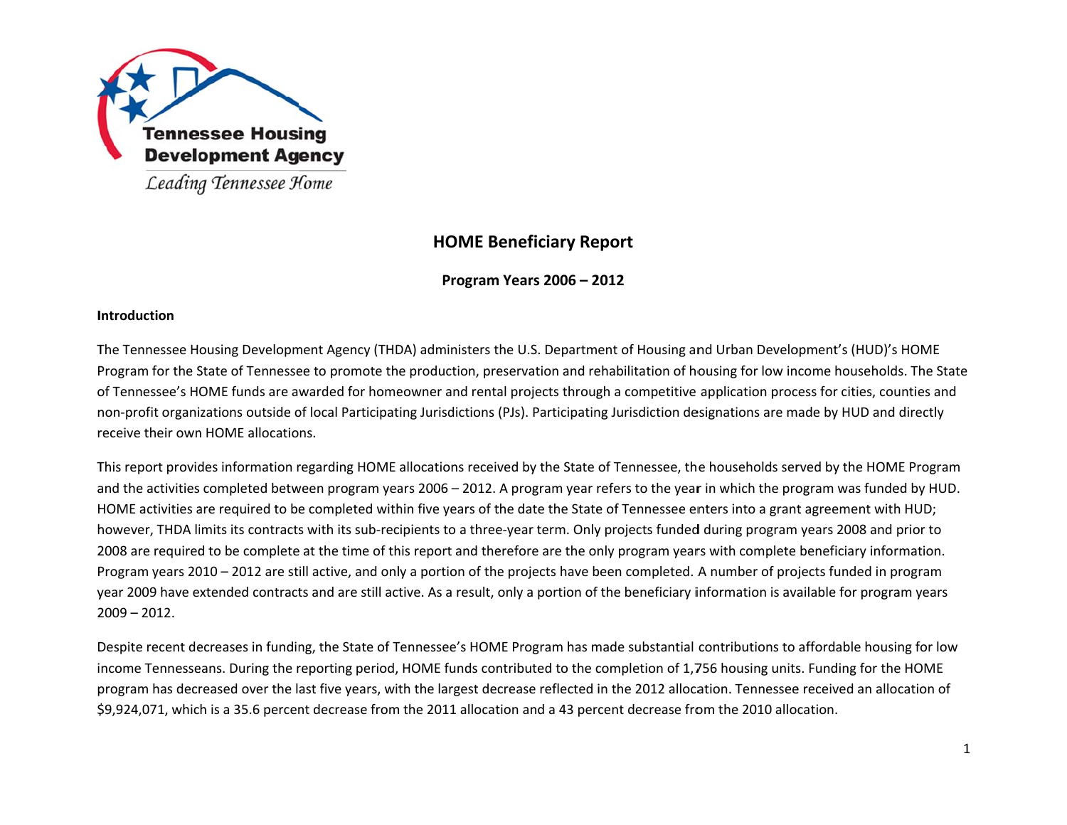Tennessee Housing Development Agency

*Leading Tennessee Home*

# HOME Beneficiary Report

## Program Years 2006 – 2012

### Introduction

The Tennessee Housing Development Agency (THDA) administers the U.S. Department of Housing and Urban Development's (HUD)'s HOME Program for the State of Tennessee to promote the production, preservation and rehabilitation of housing for low income households. The State of Tennessee's HOME funds are awarded for homeowner and rental projects through a competitive application process for cities, counties and non-profit organizations outside of local Participating Jurisdictions (PJs). Participating Jurisdiction designations are made by HUD and directly receive their own HOME allocations.

This report provides information regarding HOME allocations received by the State of Tennessee, the households served by the HOME Program and the activities completed between program years 2006 – 2012. A program year refers to the year in which the program was funded by HUD. HOME activities are required to be completed within five years of the date the State of Tennessee enters into a grant agreement with HUD; however, THDA limits its contracts with its sub-recipients to a three-year term. Only projects funded during program years 2008 and prior to 2008 are required to be complete at the time of this report and therefore are the only program years with complete beneficiary information. Program years 2010 – 2012 are still active, and only a portion of the projects have been completed. A number of projects funded in program year 2009 have extended contracts and are still active. As a result, only a portion of the beneficiary information is available for program years 2009 – 2012.

Despite recent decreases in funding, the State of Tennessee's HOME Program has made substantial contributions to affordable housing for low income Tennesseans. During the reporting period, HOME funds contributed to the completion of 1,756 housing units. Funding for the HOME program has decreased over the last five years, with the largest decrease reflected in the 2012 allocation. Tennessee received an allocation of $9,924,071, which is a 35.6 percent decrease from the 2011 allocation and a 43 percent decrease from the 2010 allocation.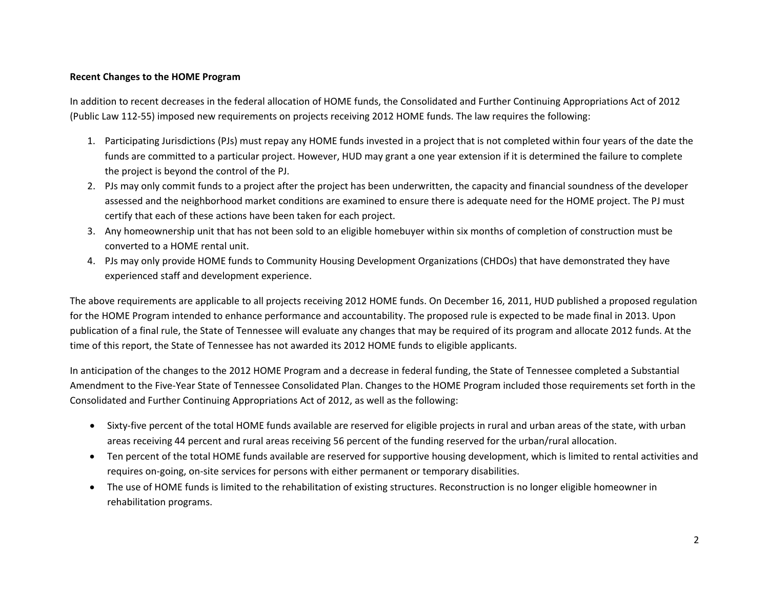**Recent Changes to the HOME Program**

In addition to recent decreases in the federal allocation of HOME funds, the Consolidated and Further Continuing Appropriations Act of 2012 (Public Law 112-55) imposed new requirements on projects receiving 2012 HOME funds. The law requires the following:

1. Participating Jurisdictions (PJs) must repay any HOME funds invested in a project that is not completed within four years of the date the funds are committed to a particular project. However, HUD may grant a one year extension if it is determined the failure to complete the project is beyond the control of the PJ.
2. PJs may only commit funds to a project after the project has been underwritten, the capacity and financial soundness of the developer assessed and the neighborhood market conditions are examined to ensure there is adequate need for the HOME project. The PJ must certify that each of these actions have been taken for each project.
3. Any homeownership unit that has not been sold to an eligible homebuyer within six months of completion of construction must be converted to a HOME rental unit.
4. PJs may only provide HOME funds to Community Housing Development Organizations (CHDOs) that have demonstrated they have experienced staff and development experience.

The above requirements are applicable to all projects receiving 2012 HOME funds. On December 16, 2011, HUD published a proposed regulation for the HOME Program intended to enhance performance and accountability. The proposed rule is expected to be made final in 2013. Upon publication of a final rule, the State of Tennessee will evaluate any changes that may be required of its program and allocate 2012 funds. At the time of this report, the State of Tennessee has not awarded its 2012 HOME funds to eligible applicants.

In anticipation of the changes to the 2012 HOME Program and a decrease in federal funding, the State of Tennessee completed a Substantial Amendment to the Five-Year State of Tennessee Consolidated Plan. Changes to the HOME Program included those requirements set forth in the Consolidated and Further Continuing Appropriations Act of 2012, as well as the following:

- Sixty-five percent of the total HOME funds available are reserved for eligible projects in rural and urban areas of the state, with urban areas receiving 44 percent and rural areas receiving 56 percent of the funding reserved for the urban/rural allocation.
- Ten percent of the total HOME funds available are reserved for supportive housing development, which is limited to rental activities and requires on-going, on-site services for persons with either permanent or temporary disabilities.
- The use of HOME funds is limited to the rehabilitation of existing structures. Reconstruction is no longer eligible homeowner in rehabilitation programs.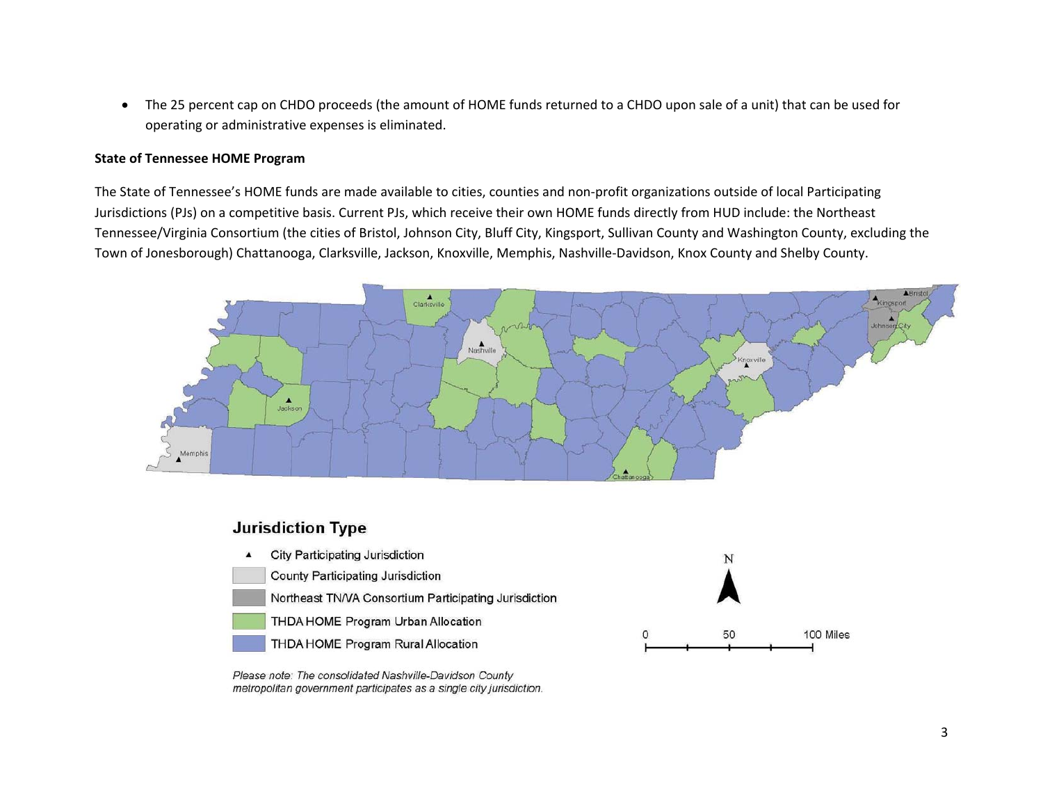- The 25 percent cap on CHDO proceeds (the amount of HOME funds returned to a CHDO upon sale of a unit) that can be used for operating or administrative expenses is eliminated.

**State of Tennessee HOME Program**

The State of Tennessee's HOME funds are made available to cities, counties and non-profit organizations outside of local Participating Jurisdictions (PJs) on a competitive basis. Current PJs, which receive their own HOME funds directly from HUD include: the Northeast Tennessee/Virginia Consortium (the cities of Bristol, Johnson City, Bluff City, Kingsport, Sullivan County and Washington County, excluding the Town of Jonesborough) Chattanooga, Clarksville, Jackson, Knoxville, Memphis, Nashville-Davidson, Knox County and Shelby County.

**Jurisdiction Type**

- ▲ City Participating Jurisdiction
- County Participating Jurisdiction
- Northeast TN/VA Consortium Participating Jurisdiction
- THDA HOME Program Urban Allocation
- THDA HOME Program Rural Allocation

*Please note: The consolidated Nashville-Davidson County metropolitan government participates as a single city jurisdiction.*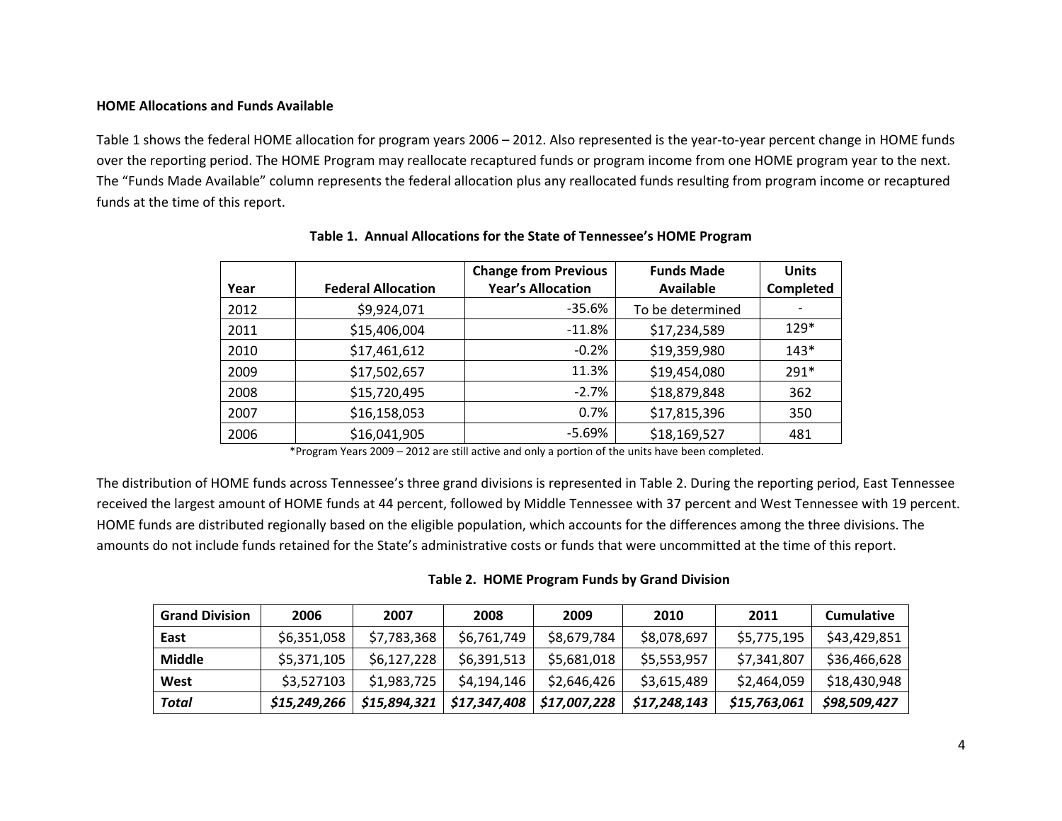**HOME Allocations and Funds Available**

Table 1 shows the federal HOME allocation for program years 2006 – 2012. Also represented is the year-to-year percent change in HOME funds over the reporting period. The HOME Program may reallocate recaptured funds or program income from one HOME program year to the next. The "Funds Made Available" column represents the federal allocation plus any reallocated funds resulting from program income or recaptured funds at the time of this report.

**Table 1. Annual Allocations for the State of Tennessee's HOME Program**

| Year | Federal Allocation | Change from Previous Year's Allocation | Funds Made Available | Units Completed |
|---|---|---|---|---|
| 2012 | $9,924,071 | -35.6% | To be determined | - |
| 2011 | $15,406,004 | -11.8% | $17,234,589 | 129* |
| 2010 | $17,461,612 | -0.2% | $19,359,980 | 143* |
| 2009 | $17,502,657 | 11.3% | $19,454,080 | 291* |
| 2008 | $15,720,495 | -2.7% | $18,879,848 | 362 |
| 2007 | $16,158,053 | 0.7% | $17,815,396 | 350 |
| 2006 | $16,041,905 | -5.69% | $18,169,527 | 481 |

*Program Years 2009 – 2012 are still active and only a portion of the units have been completed.

The distribution of HOME funds across Tennessee's three grand divisions is represented in Table 2. During the reporting period, East Tennessee received the largest amount of HOME funds at 44 percent, followed by Middle Tennessee with 37 percent and West Tennessee with 19 percent. HOME funds are distributed regionally based on the eligible population, which accounts for the differences among the three divisions. The amounts do not include funds retained for the State's administrative costs or funds that were uncommitted at the time of this report.

**Table 2. HOME Program Funds by Grand Division**

| Grand Division | 2006 | 2007 | 2008 | 2009 | 2010 | 2011 | Cumulative |
|---|---|---|---|---|---|---|---|
| **East** | $6,351,058 | $7,783,368 | $6,761,749 | $8,679,784 | $8,078,697 | $5,775,195 | $43,429,851 |
| **Middle** | $5,371,105 | $6,127,228 | $6,391,513 | $5,681,018 | $5,553,957 | $7,341,807 | $36,466,628 |
| **West** | $3,527103 | $1,983,725 | $4,194,146 | $2,646,426 | $3,615,489 | $2,464,059 | $18,430,948 |
| ***Total*** | ***$15,249,266*** | ***$15,894,321*** | ***$17,347,408*** | ***$17,007,228*** | ***$17,248,143*** | ***$15,763,061*** | ***$98,509,427*** |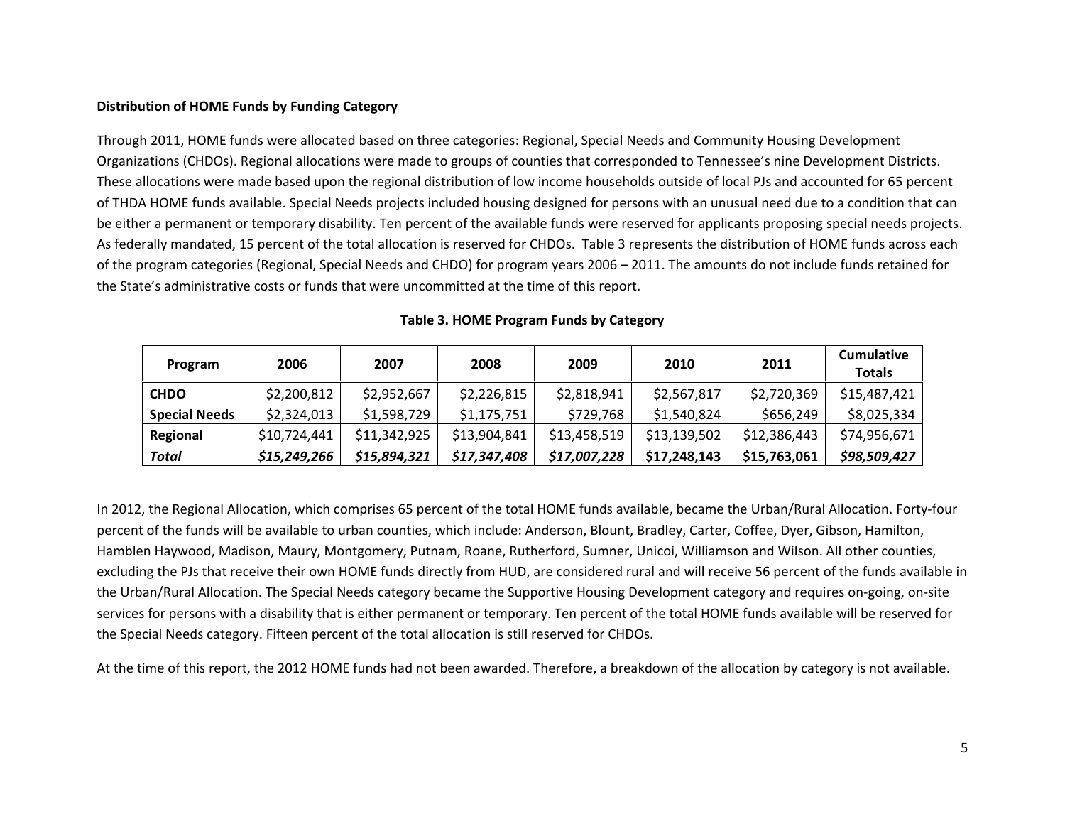**Distribution of HOME Funds by Funding Category**

Through 2011, HOME funds were allocated based on three categories: Regional, Special Needs and Community Housing Development Organizations (CHDOs). Regional allocations were made to groups of counties that corresponded to Tennessee's nine Development Districts. These allocations were made based upon the regional distribution of low income households outside of local PJs and accounted for 65 percent of THDA HOME funds available. Special Needs projects included housing designed for persons with an unusual need due to a condition that can be either a permanent or temporary disability. Ten percent of the available funds were reserved for applicants proposing special needs projects. As federally mandated, 15 percent of the total allocation is reserved for CHDOs. Table 3 represents the distribution of HOME funds across each of the program categories (Regional, Special Needs and CHDO) for program years 2006 – 2011. The amounts do not include funds retained for the State's administrative costs or funds that were uncommitted at the time of this report.

**Table 3. HOME Program Funds by Category**

| Program | 2006 | 2007 | 2008 | 2009 | 2010 | 2011 | Cumulative Totals |
|---|---|---|---|---|---|---|---|
| **CHDO** | $2,200,812 | $2,952,667 | $2,226,815 | $2,818,941 | $2,567,817 | $2,720,369 | $15,487,421 |
| **Special Needs** | $2,324,013 | $1,598,729 | $1,175,751 | $729,768 | $1,540,824 | $656,249 | $8,025,334 |
| **Regional** | $10,724,441 | $11,342,925 | $13,904,841 | $13,458,519 | $13,139,502 | $12,386,443 | $74,956,671 |
| ***Total*** | ***$15,249,266*** | ***$15,894,321*** | ***$17,347,408*** | ***$17,007,228*** | **$17,248,143** | **$15,763,061** | ***$98,509,427*** |

In 2012, the Regional Allocation, which comprises 65 percent of the total HOME funds available, became the Urban/Rural Allocation. Forty-four percent of the funds will be available to urban counties, which include: Anderson, Blount, Bradley, Carter, Coffee, Dyer, Gibson, Hamilton, Hamblen Haywood, Madison, Maury, Montgomery, Putnam, Roane, Rutherford, Sumner, Unicoi, Williamson and Wilson. All other counties, excluding the PJs that receive their own HOME funds directly from HUD, are considered rural and will receive 56 percent of the funds available in the Urban/Rural Allocation. The Special Needs category became the Supportive Housing Development category and requires on-going, on-site services for persons with a disability that is either permanent or temporary. Ten percent of the total HOME funds available will be reserved for the Special Needs category. Fifteen percent of the total allocation is still reserved for CHDOs.

At the time of this report, the 2012 HOME funds had not been awarded. Therefore, a breakdown of the allocation by category is not available.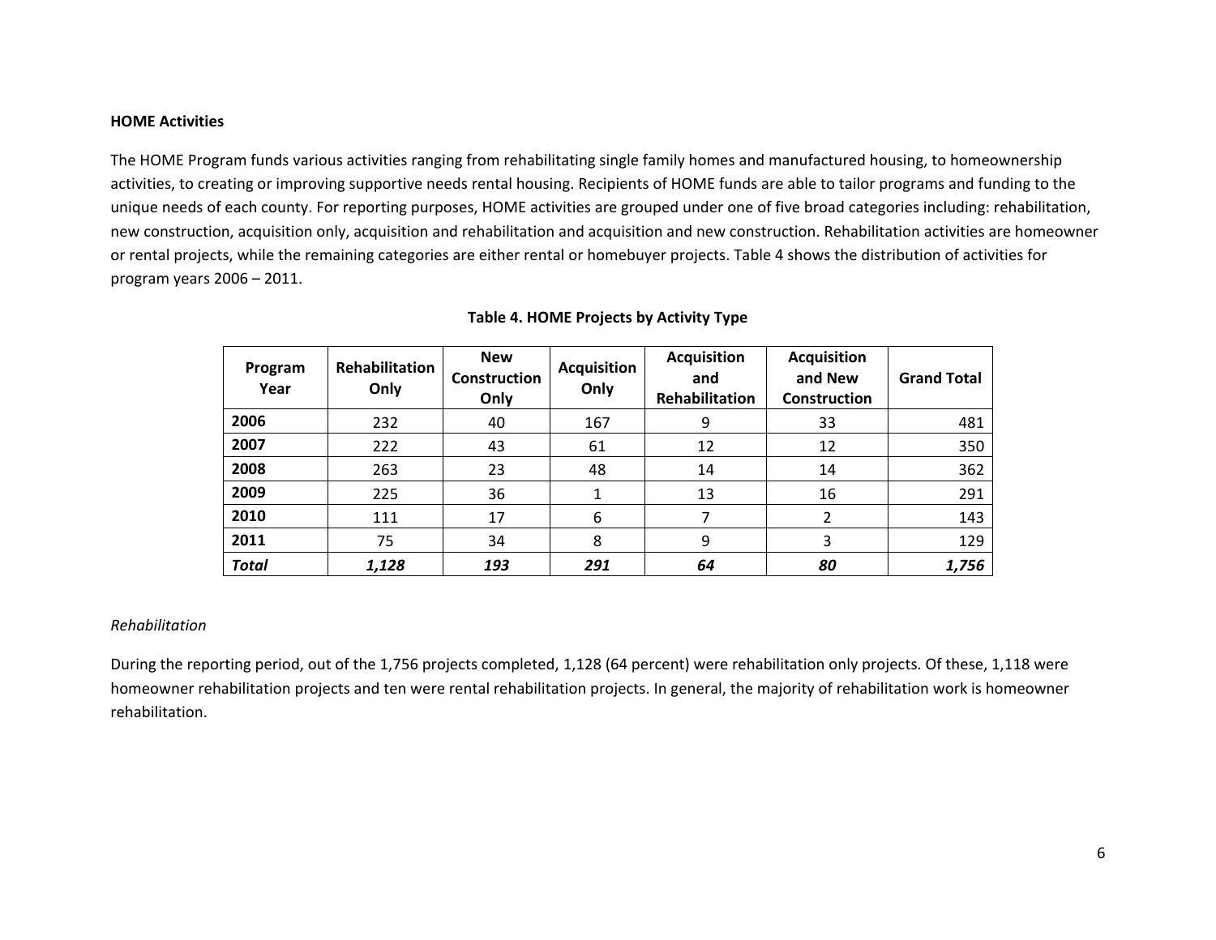**HOME Activities**

The HOME Program funds various activities ranging from rehabilitating single family homes and manufactured housing, to homeownership activities, to creating or improving supportive needs rental housing. Recipients of HOME funds are able to tailor programs and funding to the unique needs of each county. For reporting purposes, HOME activities are grouped under one of five broad categories including: rehabilitation, new construction, acquisition only, acquisition and rehabilitation and acquisition and new construction. Rehabilitation activities are homeowner or rental projects, while the remaining categories are either rental or homebuyer projects. Table 4 shows the distribution of activities for program years 2006 – 2011.

**Table 4. HOME Projects by Activity Type**

| Program Year | Rehabilitation Only | New Construction Only | Acquisition Only | Acquisition and Rehabilitation | Acquisition and New Construction | Grand Total |
|---|---|---|---|---|---|---|
| **2006** | 232 | 40 | 167 | 9 | 33 | 481 |
| **2007** | 222 | 43 | 61 | 12 | 12 | 350 |
| **2008** | 263 | 23 | 48 | 14 | 14 | 362 |
| **2009** | 225 | 36 | 1 | 13 | 16 | 291 |
| **2010** | 111 | 17 | 6 | 7 | 2 | 143 |
| **2011** | 75 | 34 | 8 | 9 | 3 | 129 |
| ***Total*** | ***1,128*** | ***193*** | ***291*** | ***64*** | ***80*** | ***1,756*** |

*Rehabilitation*

During the reporting period, out of the 1,756 projects completed, 1,128 (64 percent) were rehabilitation only projects. Of these, 1,118 were homeowner rehabilitation projects and ten were rental rehabilitation projects. In general, the majority of rehabilitation work is homeowner rehabilitation.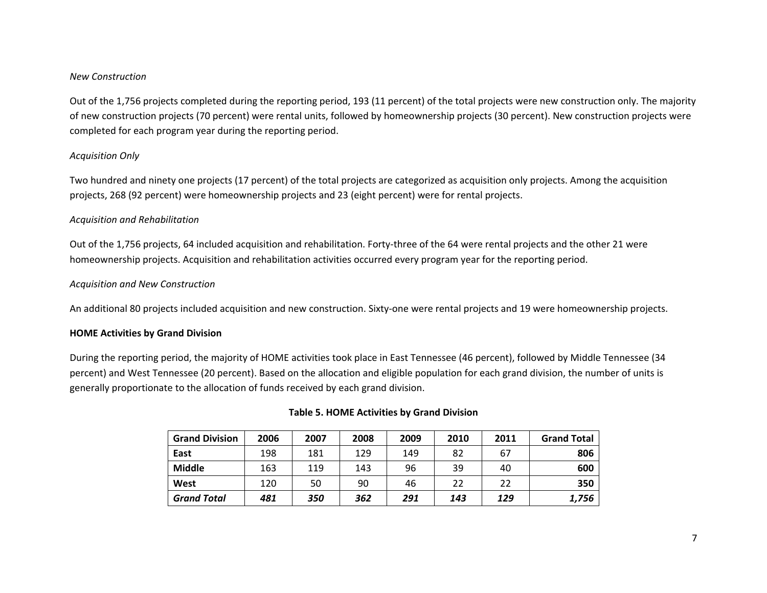*New Construction*

Out of the 1,756 projects completed during the reporting period, 193 (11 percent) of the total projects were new construction only. The majority of new construction projects (70 percent) were rental units, followed by homeownership projects (30 percent). New construction projects were completed for each program year during the reporting period.

*Acquisition Only*

Two hundred and ninety one projects (17 percent) of the total projects are categorized as acquisition only projects. Among the acquisition projects, 268 (92 percent) were homeownership projects and 23 (eight percent) were for rental projects.

*Acquisition and Rehabilitation*

Out of the 1,756 projects, 64 included acquisition and rehabilitation. Forty-three of the 64 were rental projects and the other 21 were homeownership projects. Acquisition and rehabilitation activities occurred every program year for the reporting period.

*Acquisition and New Construction*

An additional 80 projects included acquisition and new construction. Sixty-one were rental projects and 19 were homeownership projects.

**HOME Activities by Grand Division**

During the reporting period, the majority of HOME activities took place in East Tennessee (46 percent), followed by Middle Tennessee (34 percent) and West Tennessee (20 percent). Based on the allocation and eligible population for each grand division, the number of units is generally proportionate to the allocation of funds received by each grand division.

**Table 5. HOME Activities by Grand Division**

| Grand Division | 2006 | 2007 | 2008 | 2009 | 2010 | 2011 | Grand Total |
|---|---|---|---|---|---|---|---|
| **East** | 198 | 181 | 129 | 149 | 82 | 67 | **806** |
| **Middle** | 163 | 119 | 143 | 96 | 39 | 40 | **600** |
| **West** | 120 | 50 | 90 | 46 | 22 | 22 | **350** |
| ***Grand Total*** | ***481*** | ***350*** | ***362*** | ***291*** | ***143*** | ***129*** | ***1,756*** |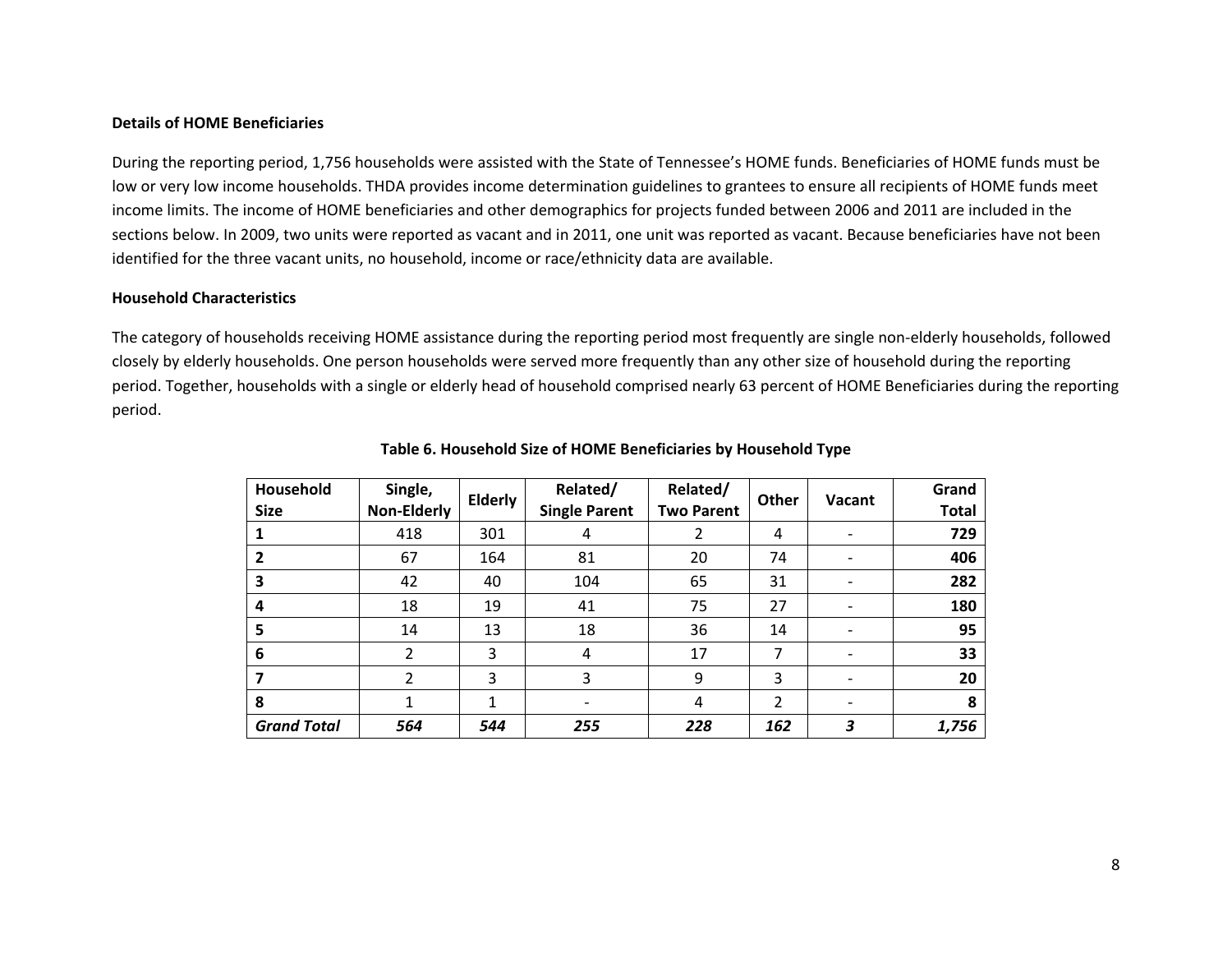**Details of HOME Beneficiaries**

During the reporting period, 1,756 households were assisted with the State of Tennessee's HOME funds. Beneficiaries of HOME funds must be low or very low income households. THDA provides income determination guidelines to grantees to ensure all recipients of HOME funds meet income limits. The income of HOME beneficiaries and other demographics for projects funded between 2006 and 2011 are included in the sections below. In 2009, two units were reported as vacant and in 2011, one unit was reported as vacant. Because beneficiaries have not been identified for the three vacant units, no household, income or race/ethnicity data are available.

**Household Characteristics**

The category of households receiving HOME assistance during the reporting period most frequently are single non-elderly households, followed closely by elderly households. One person households were served more frequently than any other size of household during the reporting period. Together, households with a single or elderly head of household comprised nearly 63 percent of HOME Beneficiaries during the reporting period.

**Table 6. Household Size of HOME Beneficiaries by Household Type**

| Household Size | Single, Non-Elderly | Elderly | Related/ Single Parent | Related/ Two Parent | Other | Vacant | Grand Total |
|---|---|---|---|---|---|---|---|
| **1** | 418 | 301 | 4 | 2 | 4 | - | **729** |
| **2** | 67 | 164 | 81 | 20 | 74 | - | **406** |
| **3** | 42 | 40 | 104 | 65 | 31 | - | **282** |
| **4** | 18 | 19 | 41 | 75 | 27 | - | **180** |
| **5** | 14 | 13 | 18 | 36 | 14 | - | **95** |
| **6** | 2 | 3 | 4 | 17 | 7 | - | **33** |
| **7** | 2 | 3 | 3 | 9 | 3 | - | **20** |
| **8** | 1 | 1 | - | 4 | 2 | - | **8** |
| ***Grand Total*** | ***564*** | ***544*** | ***255*** | ***228*** | ***162*** | ***3*** | ***1,756*** |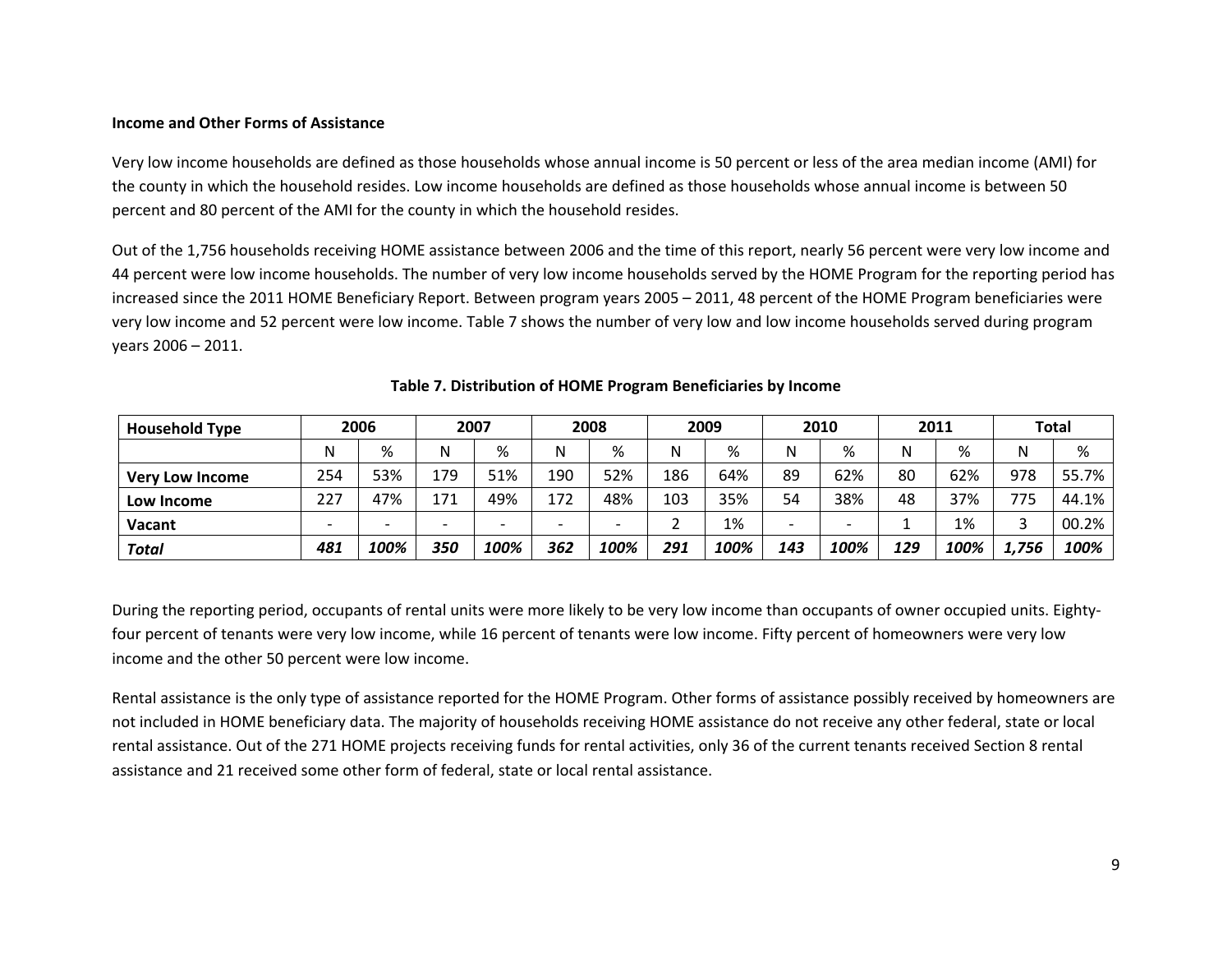**Income and Other Forms of Assistance**

Very low income households are defined as those households whose annual income is 50 percent or less of the area median income (AMI) for the county in which the household resides. Low income households are defined as those households whose annual income is between 50 percent and 80 percent of the AMI for the county in which the household resides.

Out of the 1,756 households receiving HOME assistance between 2006 and the time of this report, nearly 56 percent were very low income and 44 percent were low income households. The number of very low income households served by the HOME Program for the reporting period has increased since the 2011 HOME Beneficiary Report. Between program years 2005 – 2011, 48 percent of the HOME Program beneficiaries were very low income and 52 percent were low income. Table 7 shows the number of very low and low income households served during program years 2006 – 2011.

**Table 7. Distribution of HOME Program Beneficiaries by Income**

| Household Type | 2006 | | 2007 | | 2008 | | 2009 | | 2010 | | 2011 | | Total | |
|---|---|---|---|---|---|---|---|---|---|---|---|---|---|---|
| | N | % | N | % | N | % | N | % | N | % | N | % | N | % |
| **Very Low Income** | 254 | 53% | 179 | 51% | 190 | 52% | 186 | 64% | 89 | 62% | 80 | 62% | 978 | 55.7% |
| **Low Income** | 227 | 47% | 171 | 49% | 172 | 48% | 103 | 35% | 54 | 38% | 48 | 37% | 775 | 44.1% |
| **Vacant** | - | - | - | - | - | - | 2 | 1% | - | - | 1 | 1% | 3 | 00.2% |
| ***Total*** | ***481*** | ***100%*** | ***350*** | ***100%*** | ***362*** | ***100%*** | ***291*** | ***100%*** | ***143*** | ***100%*** | ***129*** | ***100%*** | ***1,756*** | ***100%*** |

During the reporting period, occupants of rental units were more likely to be very low income than occupants of owner occupied units. Eighty-four percent of tenants were very low income, while 16 percent of tenants were low income. Fifty percent of homeowners were very low income and the other 50 percent were low income.

Rental assistance is the only type of assistance reported for the HOME Program. Other forms of assistance possibly received by homeowners are not included in HOME beneficiary data. The majority of households receiving HOME assistance do not receive any other federal, state or local rental assistance. Out of the 271 HOME projects receiving funds for rental activities, only 36 of the current tenants received Section 8 rental assistance and 21 received some other form of federal, state or local rental assistance.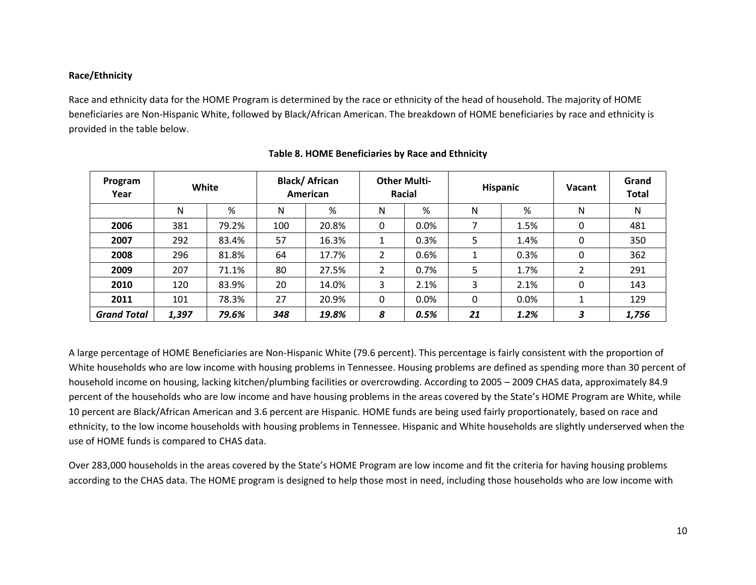### Race/Ethnicity

Race and ethnicity data for the HOME Program is determined by the race or ethnicity of the head of household. The majority of HOME beneficiaries are Non-Hispanic White, followed by Black/African American. The breakdown of HOME beneficiaries by race and ethnicity is provided in the table below.

**Table 8. HOME Beneficiaries by Race and Ethnicity**

| Program Year | White | | Black/ African American | | Other Multi-Racial | | Hispanic | | Vacant | Grand Total |
|---|---|---|---|---|---|---|---|---|---|---|
| | N | % | N | % | N | % | N | % | N | N |
| **2006** | 381 | 79.2% | 100 | 20.8% | 0 | 0.0% | 7 | 1.5% | 0 | 481 |
| **2007** | 292 | 83.4% | 57 | 16.3% | 1 | 0.3% | 5 | 1.4% | 0 | 350 |
| **2008** | 296 | 81.8% | 64 | 17.7% | 2 | 0.6% | 1 | 0.3% | 0 | 362 |
| **2009** | 207 | 71.1% | 80 | 27.5% | 2 | 0.7% | 5 | 1.7% | 2 | 291 |
| **2010** | 120 | 83.9% | 20 | 14.0% | 3 | 2.1% | 3 | 2.1% | 0 | 143 |
| **2011** | 101 | 78.3% | 27 | 20.9% | 0 | 0.0% | 0 | 0.0% | 1 | 129 |
| ***Grand Total*** | ***1,397*** | ***79.6%*** | ***348*** | ***19.8%*** | ***8*** | ***0.5%*** | ***21*** | ***1.2%*** | ***3*** | ***1,756*** |

A large percentage of HOME Beneficiaries are Non-Hispanic White (79.6 percent). This percentage is fairly consistent with the proportion of White households who are low income with housing problems in Tennessee. Housing problems are defined as spending more than 30 percent of household income on housing, lacking kitchen/plumbing facilities or overcrowding. According to 2005 – 2009 CHAS data, approximately 84.9 percent of the households who are low income and have housing problems in the areas covered by the State's HOME Program are White, while 10 percent are Black/African American and 3.6 percent are Hispanic. HOME funds are being used fairly proportionately, based on race and ethnicity, to the low income households with housing problems in Tennessee. Hispanic and White households are slightly underserved when the use of HOME funds is compared to CHAS data.

Over 283,000 households in the areas covered by the State's HOME Program are low income and fit the criteria for having housing problems according to the CHAS data. The HOME program is designed to help those most in need, including those households who are low income with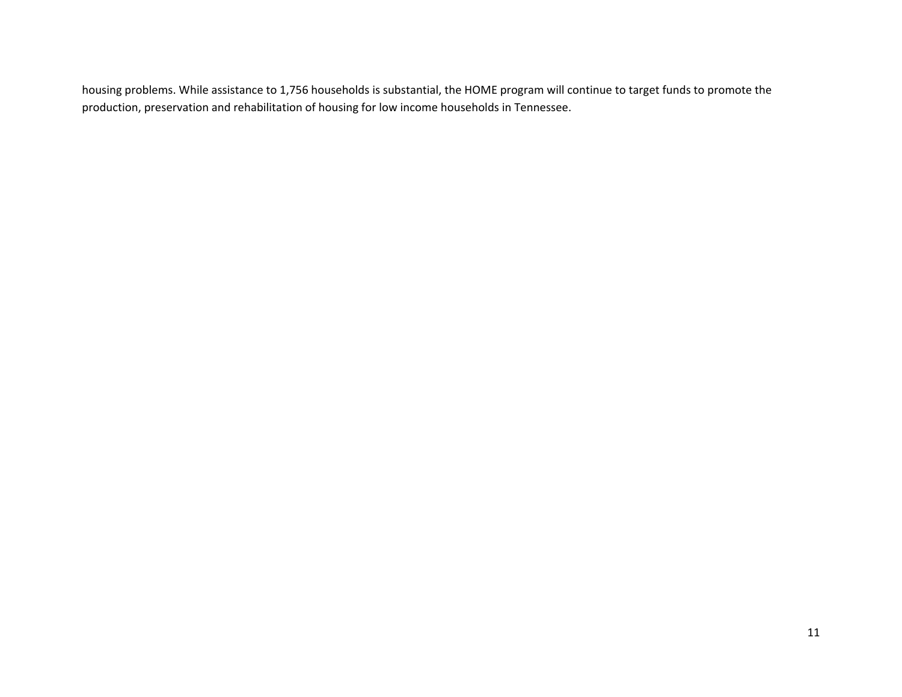housing problems. While assistance to 1,756 households is substantial, the HOME program will continue to target funds to promote the production, preservation and rehabilitation of housing for low income households in Tennessee.